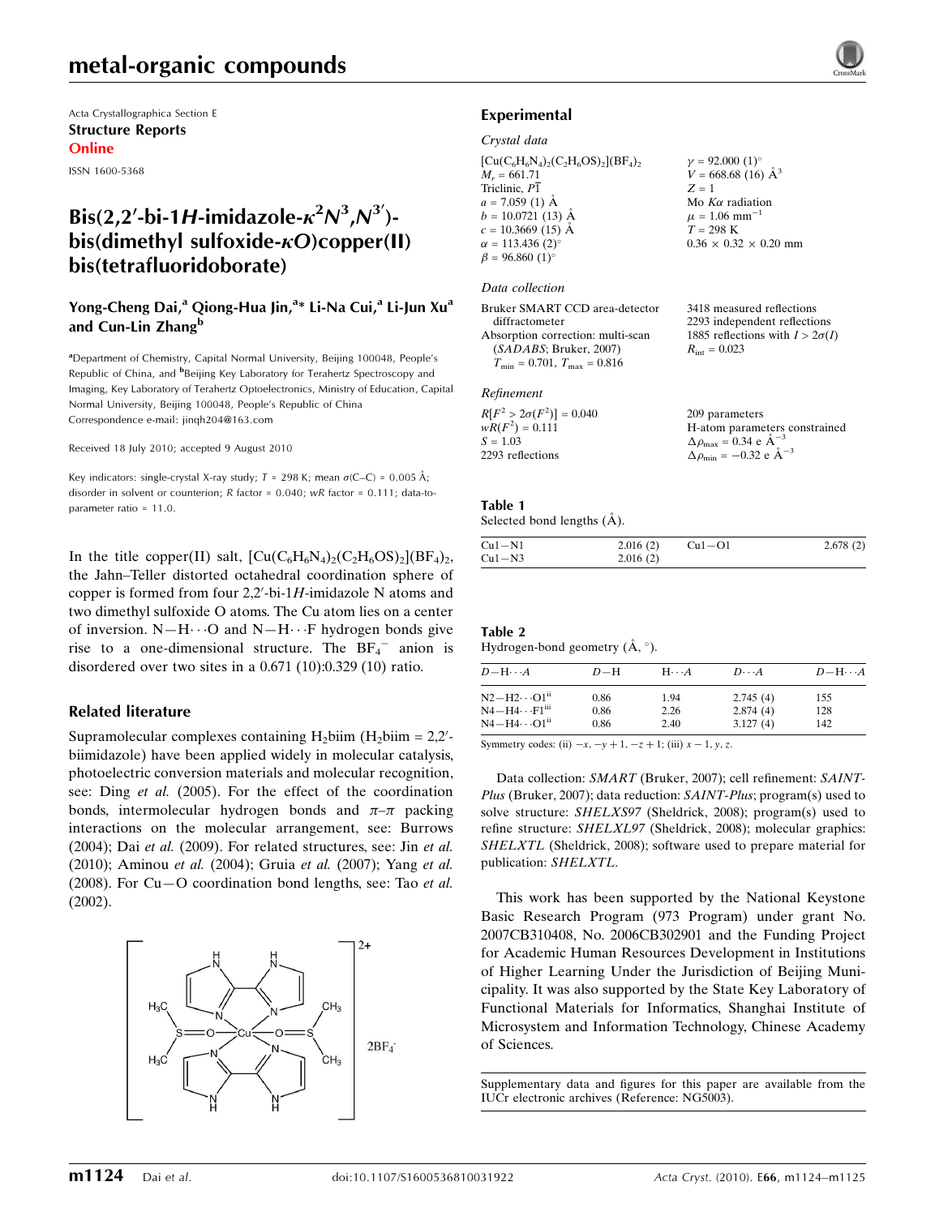# metal-organic compounds

Acta Crystallographica Section E
**Structure Reports Online**
ISSN 1600-5368

# Bis(2,2′-bi-1*H*-imidazole-$\kappa^2N^3,N^{3'}$)-bis(dimethyl sulfoxide-$\kappa O$)copper(II) bis(tetrafluoridoborate)

**Yong-Cheng Dai,[a] Qiong-Hua Jin,[a]* Li-Na Cui,[a] Li-Jun Xu[a] and Cun-Lin Zhang[b]**

[a]Department of Chemistry, Capital Normal University, Beijing 100048, People's Republic of China, and [b]Beijing Key Laboratory for Terahertz Spectroscopy and Imaging, Key Laboratory of Terahertz Optoelectronics, Ministry of Education, Capital Normal University, Beijing 100048, People's Republic of China
Correspondence e-mail: jinqh204@163.com

Received 18 July 2010; accepted 9 August 2010

Key indicators: single-crystal X-ray study; $T$ = 298 K; mean $\sigma$(C–C) = 0.005 Å; disorder in solvent or counterion; $R$ factor = 0.040; $wR$ factor = 0.111; data-to-parameter ratio = 11.0.

In the title copper(II) salt, $[Cu(C_6H_6N_4)_2(C_2H_6OS)_2](BF_4)_2$, the Jahn–Teller distorted octahedral coordination sphere of copper is formed from four 2,2′-bi-1*H*-imidazole N atoms and two dimethyl sulfoxide O atoms. The Cu atom lies on a center of inversion. N—H⋯O and N—H⋯F hydrogen bonds give rise to a one-dimensional structure. The $BF_4^-$ anion is disordered over two sites in a 0.671 (10):0.329 (10) ratio.

## Related literature

Supramolecular complexes containing $H_2$biim ($H_2$biim = 2,2′-biimidazole) have been applied widely in molecular catalysis, photoelectric conversion materials and molecular recognition, see: Ding *et al.* (2005). For the effect of the coordination bonds, intermolecular hydrogen bonds and $\pi$–$\pi$ packing interactions on the molecular arrangement, see: Burrows (2004); Dai *et al.* (2009). For related structures, see: Jin *et al.* (2010); Aminou *et al.* (2004); Gruia *et al.* (2007); Yang *et al.* (2008). For Cu—O coordination bond lengths, see: Tao *et al.* (2002).

## Experimental

### Crystal data

$[Cu(C_6H_6N_4)_2(C_2H_6OS)_2](BF_4)_2$
$M_r$ = 661.71
Triclinic, $P\overline{1}$
$a$ = 7.059 (1) Å
$b$ = 10.0721 (13) Å
$c$ = 10.3669 (15) Å
$\alpha$ = 113.436 (2)°
$\beta$ = 96.860 (1)°
$\gamma$ = 92.000 (1)°
$V$ = 668.68 (16) Å$^3$
$Z$ = 1
Mo $K\alpha$ radiation
$\mu$ = 1.06 mm$^{-1}$
$T$ = 298 K
0.36 × 0.32 × 0.20 mm

### Data collection

Bruker SMART CCD area-detector diffractometer
Absorption correction: multi-scan (*SADABS*; Bruker, 2007)
$T_{min}$ = 0.701, $T_{max}$ = 0.816
3418 measured reflections
2293 independent reflections
1885 reflections with $I > 2\sigma(I)$
$R_{int}$ = 0.023

### Refinement

$R[F^2 > 2\sigma(F^2)]$ = 0.040
$wR(F^2)$ = 0.111
$S$ = 1.03
2293 reflections
209 parameters
H-atom parameters constrained
$\Delta\rho_{max}$ = 0.34 e Å$^{-3}$
$\Delta\rho_{min}$ = −0.32 e Å$^{-3}$

**Table 1**
Selected bond lengths (Å).

| | | | |
|---|---|---|---|
| Cu1—N1 | 2.016 (2) | Cu1—O1 | 2.678 (2) |
| Cu1—N3 | 2.016 (2) | | |

**Table 2**
Hydrogen-bond geometry (Å, °).

| $D$—H⋯$A$ | $D$—H | H⋯$A$ | $D$⋯$A$ | $D$—H⋯$A$ |
|---|---|---|---|---|
| N2—H2⋯O1[ii] | 0.86 | 1.94 | 2.745 (4) | 155 |
| N4—H4⋯F1[iii] | 0.86 | 2.26 | 2.874 (4) | 128 |
| N4—H4⋯O1[ii] | 0.86 | 2.40 | 3.127 (4) | 142 |

Symmetry codes: (ii) $-x, -y+1, -z+1$; (iii) $x-1, y, z$.

Data collection: *SMART* (Bruker, 2007); cell refinement: *SAINT-Plus* (Bruker, 2007); data reduction: *SAINT-Plus*; program(s) used to solve structure: *SHELXS97* (Sheldrick, 2008); program(s) used to refine structure: *SHELXL97* (Sheldrick, 2008); molecular graphics: *SHELXTL* (Sheldrick, 2008); software used to prepare material for publication: *SHELXTL*.

This work has been supported by the National Keystone Basic Research Program (973 Program) under grant No. 2007CB310408, No. 2006CB302901 and the Funding Project for Academic Human Resources Development in Institutions of Higher Learning Under the Jurisdiction of Beijing Municipality. It was also supported by the State Key Laboratory of Functional Materials for Informatics, Shanghai Institute of Microsystem and Information Technology, Chinese Academy of Sciences.

Supplementary data and figures for this paper are available from the IUCr electronic archives (Reference: NG5003).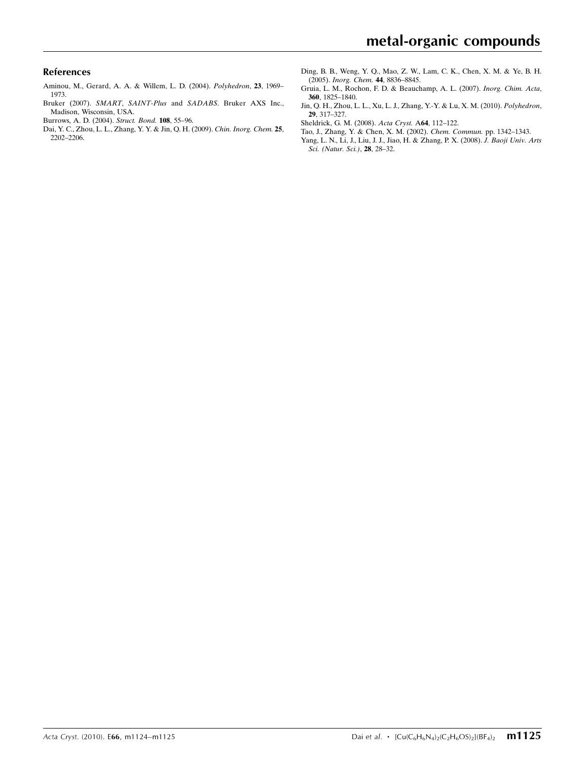## References

Aminou, M., Gerard, A. A. & Willem, L. D. (2004). *Polyhedron*, **23**, 1969–1973.

Bruker (2007). *SMART*, *SAINT-Plus* and *SADABS*. Bruker AXS Inc., Madison, Wisconsin, USA.

Burrows, A. D. (2004). *Struct. Bond.* **108**, 55–96.

Dai, Y. C., Zhou, L. L., Zhang, Y. Y. & Jin, Q. H. (2009). *Chin. Inorg. Chem.* **25**, 2202–2206.

Ding, B. B., Weng, Y. Q., Mao, Z. W., Lam, C. K., Chen, X. M. & Ye, B. H. (2005). *Inorg. Chem.* **44**, 8836–8845.

Gruia, L. M., Rochon, F. D. & Beauchamp, A. L. (2007). *Inorg. Chim. Acta*, **360**, 1825–1840.

Jin, Q. H., Zhou, L. L., Xu, L. J., Zhang, Y.-Y. & Lu, X. M. (2010). *Polyhedron*, **29**, 317–327.

Sheldrick, G. M. (2008). *Acta Cryst.* A**64**, 112–122.

Tao, J., Zhang, Y. & Chen, X. M. (2002). *Chem. Commun.* pp. 1342–1343.

Yang, L. N., Li, J., Liu, J. J., Jiao, H. & Zhang, P. X. (2008). *J. Baoji Univ. Arts Sci. (Natur. Sci.)*, **28**, 28–32.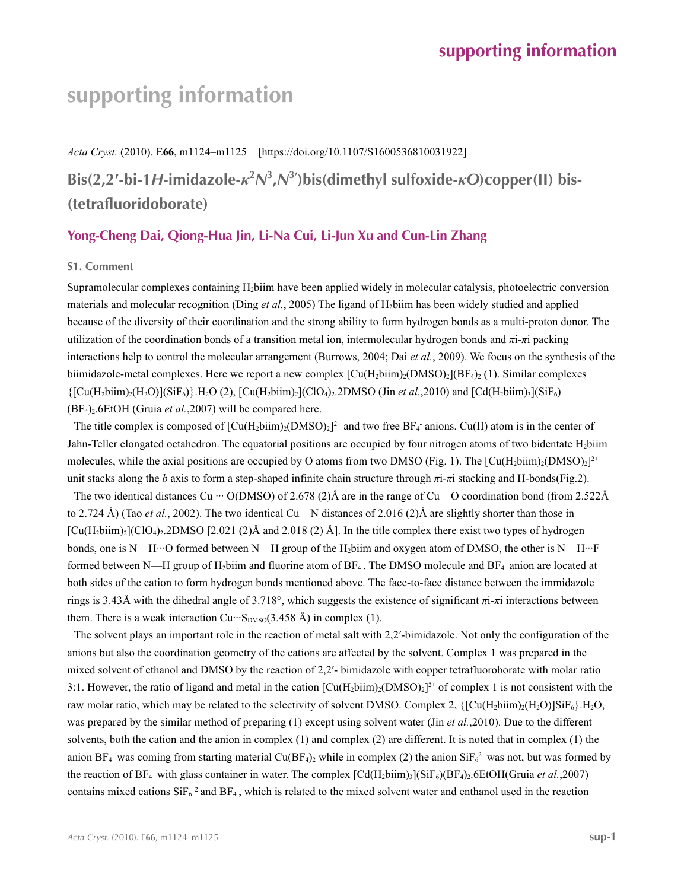# supporting information

*Acta Cryst.* (2010). E**66**, m1124–m1125 [https://doi.org/10.1107/S1600536810031922]

## Bis(2,2′-bi-1*H*-imidazole-$\kappa^2N^3,N^{3'}$)bis(dimethyl sulfoxide-$\kappa O$)copper(II) bis(tetrafluoridoborate)

### Yong-Cheng Dai, Qiong-Hua Jin, Li-Na Cui, Li-Jun Xu and Cun-Lin Zhang

#### S1. Comment

Supramolecular complexes containing $H_2$biim have been applied widely in molecular catalysis, photoelectric conversion materials and molecular recognition (Ding *et al.*, 2005) The ligand of $H_2$biim has been widely studied and applied because of the diversity of their coordination and the strong ability to form hydrogen bonds as a multi-proton donor. The utilization of the coordination bonds of a transition metal ion, intermolecular hydrogen bonds and $\pi$i-$\pi$i packing interactions help to control the molecular arrangement (Burrows, 2004; Dai *et al.*, 2009). We focus on the synthesis of the biimidazole-metal complexes. Here we report a new complex $[Cu(H_2biim)_2(DMSO)_2](BF_4)_2$ (1). Similar complexes $\{[Cu(H_2biim)_2(H_2O)](SiF_6)\}.H_2O$ (2), $[Cu(H_2biim)_2](ClO_4)_2.2DMSO$ (Jin *et al.*,2010) and $[Cd(H_2biim)_3](SiF_6)(BF_4)_2.6EtOH$ (Gruia *et al.*,2007) will be compared here.

The title complex is composed of $[Cu(H_2biim)_2(DMSO)_2]^{2+}$ and two free $BF_4^-$ anions. Cu(II) atom is in the center of Jahn-Teller elongated octahedron. The equatorial positions are occupied by four nitrogen atoms of two bidentate $H_2$biim molecules, while the axial positions are occupied by O atoms from two DMSO (Fig. 1). The $[Cu(H_2biim)_2(DMSO)_2]^{2+}$ unit stacks along the *b* axis to form a step-shaped infinite chain structure through $\pi$i-$\pi$i stacking and H-bonds(Fig.2).

The two identical distances Cu ··· O(DMSO) of 2.678 (2)Å are in the range of Cu—O coordination bond (from 2.522Å to 2.724 Å) (Tao *et al.*, 2002). The two identical Cu—N distances of 2.016 (2)Å are slightly shorter than those in $[Cu(H_2biim)_2](ClO_4)_2.2DMSO$ [2.021 (2)Å and 2.018 (2) Å]. In the title complex there exist two types of hydrogen bonds, one is N—H···O formed between N—H group of the $H_2$biim and oxygen atom of DMSO, the other is N—H···F formed between N—H group of $H_2$biim and fluorine atom of $BF_4^-$. The DMSO molecule and $BF_4^-$ anion are located at both sides of the cation to form hydrogen bonds mentioned above. The face-to-face distance between the immidazole rings is 3.43Å with the dihedral angle of 3.718°, which suggests the existence of significant $\pi$i-$\pi$i interactions between them. There is a weak interaction Cu···$S_{DMSO}$(3.458 Å) in complex (1).

The solvent plays an important role in the reaction of metal salt with 2,2′-bimidazole. Not only the configuration of the anions but also the coordination geometry of the cations are affected by the solvent. Complex 1 was prepared in the mixed solvent of ethanol and DMSO by the reaction of 2,2′- bimidazole with copper tetrafluoroborate with molar ratio 3:1. However, the ratio of ligand and metal in the cation $[Cu(H_2biim)_2(DMSO)_2]^{2+}$ of complex 1 is not consistent with the raw molar ratio, which may be related to the selectivity of solvent DMSO. Complex 2, $\{[Cu(H_2biim)_2(H_2O)]SiF_6\}.H_2O$, was prepared by the similar method of preparing (1) except using solvent water (Jin *et al.*,2010). Due to the different solvents, both the cation and the anion in complex (1) and complex (2) are different. It is noted that in complex (1) the anion $BF_4^-$ was coming from starting material $Cu(BF_4)_2$ while in complex (2) the anion $SiF_6^{2-}$ was not, but was formed by the reaction of $BF_4^-$ with glass container in water. The complex $[Cd(H_2biim)_3](SiF_6)(BF_4)_2.6EtOH$(Gruia *et al.*,2007) contains mixed cations $SiF_6^{2-}$and $BF_4^-$, which is related to the mixed solvent water and enthanol used in the reaction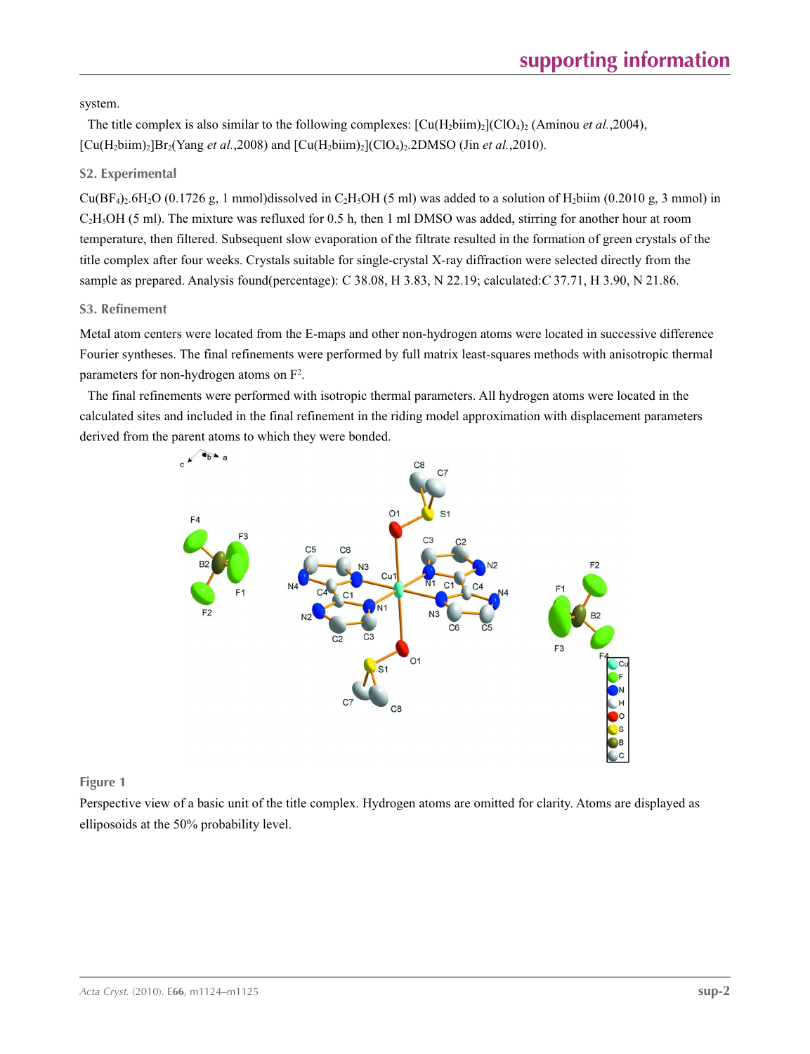system.

The title complex is also similar to the following complexes: $[Cu(H_2biim)_2](ClO_4)_2$ (Aminou *et al.*,2004), $[Cu(H_2biim)_2]Br_2$(Yang *et al.*,2008) and $[Cu(H_2biim)_2](ClO_4)_2.2DMSO$ (Jin *et al.*,2010).

## S2. Experimental

$Cu(BF_4)_2.6H_2O$ (0.1726 g, 1 mmol)dissolved in $C_2H_5OH$ (5 ml) was added to a solution of $H_2biim$ (0.2010 g, 3 mmol) in $C_2H_5OH$ (5 ml). The mixture was refluxed for 0.5 h, then 1 ml DMSO was added, stirring for another hour at room temperature, then filtered. Subsequent slow evaporation of the filtrate resulted in the formation of green crystals of the title complex after four weeks. Crystals suitable for single-crystal X-ray diffraction were selected directly from the sample as prepared. Analysis found(percentage): C 38.08, H 3.83, N 22.19; calculated:*C* 37.71, H 3.90, N 21.86.

## S3. Refinement

Metal atom centers were located from the E-maps and other non-hydrogen atoms were located in successive difference Fourier syntheses. The final refinements were performed by full matrix least-squares methods with anisotropic thermal parameters for non-hydrogen atoms on $F^2$.

The final refinements were performed with isotropic thermal parameters. All hydrogen atoms were located in the calculated sites and included in the final refinement in the riding model approximation with displacement parameters derived from the parent atoms to which they were bonded.

**Figure 1**

Perspective view of a basic unit of the title complex. Hydrogen atoms are omitted for clarity. Atoms are displayed as elliposoids at the 50% probability level.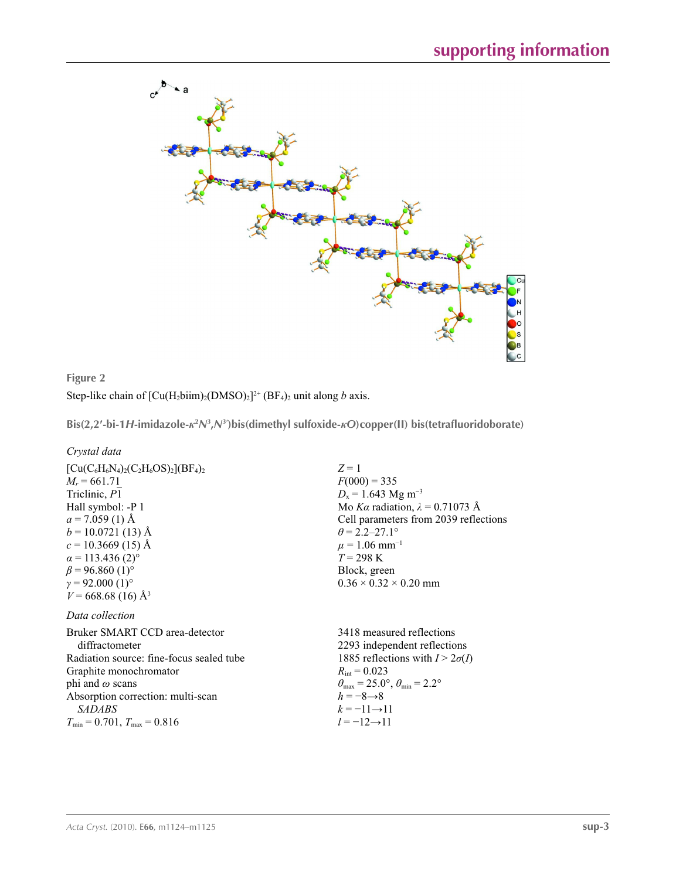**Figure 2**

Step-like chain of $[Cu(H_2biim)_2(DMSO)_2]^{2+}$ $(BF_4)_2$ unit along *b* axis.

**Bis(2,2′-bi-1*H*-imidazole-$\kappa^2N^3,N^{3'}$)bis(dimethyl sulfoxide-$\kappa O$)copper(II) bis(tetrafluoridoborate)**

*Crystal data*

$[Cu(C_6H_6N_4)_2(C_2H_6OS)_2](BF_4)_2$
$M_r$ = 661.71
Triclinic, $P\overline{1}$
Hall symbol: -P 1
*a* = 7.059 (1) Å
*b* = 10.0721 (13) Å
*c* = 10.3669 (15) Å
*α* = 113.436 (2)°
*β* = 96.860 (1)°
*γ* = 92.000 (1)°
*V* = 668.68 (16) Å$^3$
*Z* = 1
*F*(000) = 335
$D_x$ = 1.643 Mg m$^{-3}$
Mo *Kα* radiation, *λ* = 0.71073 Å
Cell parameters from 2039 reflections
*θ* = 2.2–27.1°
*μ* = 1.06 mm$^{-1}$
*T* = 298 K
Block, green
0.36 × 0.32 × 0.20 mm

*Data collection*

Bruker SMART CCD area-detector diffractometer
Radiation source: fine-focus sealed tube
Graphite monochromator
phi and *ω* scans
Absorption correction: multi-scan *SADABS*
$T_{min}$ = 0.701, $T_{max}$ = 0.816
3418 measured reflections
2293 independent reflections
1885 reflections with $I > 2\sigma(I)$
$R_{int}$ = 0.023
$\theta_{max}$ = 25.0°, $\theta_{min}$ = 2.2°
*h* = −8→8
*k* = −11→11
*l* = −12→11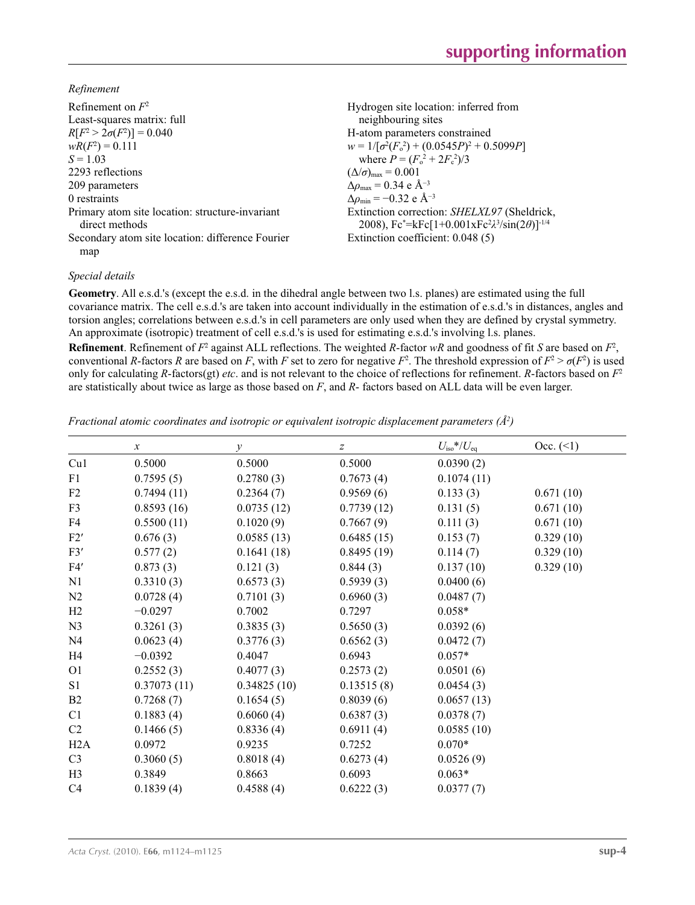*Refinement*

Refinement on $F^2$
Least-squares matrix: full
$R[F^2 > 2\sigma(F^2)] = 0.040$
$wR(F^2) = 0.111$
$S = 1.03$
2293 reflections
209 parameters
0 restraints
Primary atom site location: structure-invariant direct methods
Secondary atom site location: difference Fourier map

Hydrogen site location: inferred from neighbouring sites
H-atom parameters constrained
$w = 1/[\sigma^2(F_o^2) + (0.0545P)^2 + 0.5099P]$
where $P = (F_o^2 + 2F_c^2)/3$
$(\Delta/\sigma)_{max} = 0.001$
$\Delta\rho_{max} = 0.34$ e Å$^{-3}$
$\Delta\rho_{min} = -0.32$ e Å$^{-3}$
Extinction correction: *SHELXL97* (Sheldrick, 2008), $Fc^* = kFc[1+0.001xFc^2\lambda^3/\sin(2\theta)]^{-1/4}$
Extinction coefficient: 0.048 (5)

*Special details*

**Geometry**. All e.s.d.'s (except the e.s.d. in the dihedral angle between two l.s. planes) are estimated using the full covariance matrix. The cell e.s.d.'s are taken into account individually in the estimation of e.s.d.'s in distances, angles and torsion angles; correlations between e.s.d.'s in cell parameters are only used when they are defined by crystal symmetry. An approximate (isotropic) treatment of cell e.s.d.'s is used for estimating e.s.d.'s involving l.s. planes.

**Refinement**. Refinement of $F^2$ against ALL reflections. The weighted $R$-factor $wR$ and goodness of fit $S$ are based on $F^2$, conventional $R$-factors $R$ are based on $F$, with $F$ set to zero for negative $F^2$. The threshold expression of $F^2 > \sigma(F^2)$ is used only for calculating $R$-factors(gt) *etc*. and is not relevant to the choice of reflections for refinement. $R$-factors based on $F^2$ are statistically about twice as large as those based on $F$, and $R$- factors based on ALL data will be even larger.

*Fractional atomic coordinates and isotropic or equivalent isotropic displacement parameters (Å$^2$)*

| | $x$ | $y$ | $z$ | $U_{iso}$\*/$U_{eq}$ | Occ. (<1) |
|---|---|---|---|---|---|
| Cu1 | 0.5000 | 0.5000 | 0.5000 | 0.0390 (2) | |
| F1 | 0.7595 (5) | 0.2780 (3) | 0.7673 (4) | 0.1074 (11) | |
| F2 | 0.7494 (11) | 0.2364 (7) | 0.9569 (6) | 0.133 (3) | 0.671 (10) |
| F3 | 0.8593 (16) | 0.0735 (12) | 0.7739 (12) | 0.131 (5) | 0.671 (10) |
| F4 | 0.5500 (11) | 0.1020 (9) | 0.7667 (9) | 0.111 (3) | 0.671 (10) |
| F2′ | 0.676 (3) | 0.0585 (13) | 0.6485 (15) | 0.153 (7) | 0.329 (10) |
| F3′ | 0.577 (2) | 0.1641 (18) | 0.8495 (19) | 0.114 (7) | 0.329 (10) |
| F4′ | 0.873 (3) | 0.121 (3) | 0.844 (3) | 0.137 (10) | 0.329 (10) |
| N1 | 0.3310 (3) | 0.6573 (3) | 0.5939 (3) | 0.0400 (6) | |
| N2 | 0.0728 (4) | 0.7101 (3) | 0.6960 (3) | 0.0487 (7) | |
| H2 | −0.0297 | 0.7002 | 0.7297 | 0.058\* | |
| N3 | 0.3261 (3) | 0.3835 (3) | 0.5650 (3) | 0.0392 (6) | |
| N4 | 0.0623 (4) | 0.3776 (3) | 0.6562 (3) | 0.0472 (7) | |
| H4 | −0.0392 | 0.4047 | 0.6943 | 0.057\* | |
| O1 | 0.2552 (3) | 0.4077 (3) | 0.2573 (2) | 0.0501 (6) | |
| S1 | 0.37073 (11) | 0.34825 (10) | 0.13515 (8) | 0.0454 (3) | |
| B2 | 0.7268 (7) | 0.1654 (5) | 0.8039 (6) | 0.0657 (13) | |
| C1 | 0.1883 (4) | 0.6060 (4) | 0.6387 (3) | 0.0378 (7) | |
| C2 | 0.1466 (5) | 0.8336 (4) | 0.6911 (4) | 0.0585 (10) | |
| H2A | 0.0972 | 0.9235 | 0.7252 | 0.070\* | |
| C3 | 0.3060 (5) | 0.8018 (4) | 0.6273 (4) | 0.0526 (9) | |
| H3 | 0.3849 | 0.8663 | 0.6093 | 0.063\* | |
| C4 | 0.1839 (4) | 0.4588 (4) | 0.6222 (3) | 0.0377 (7) | |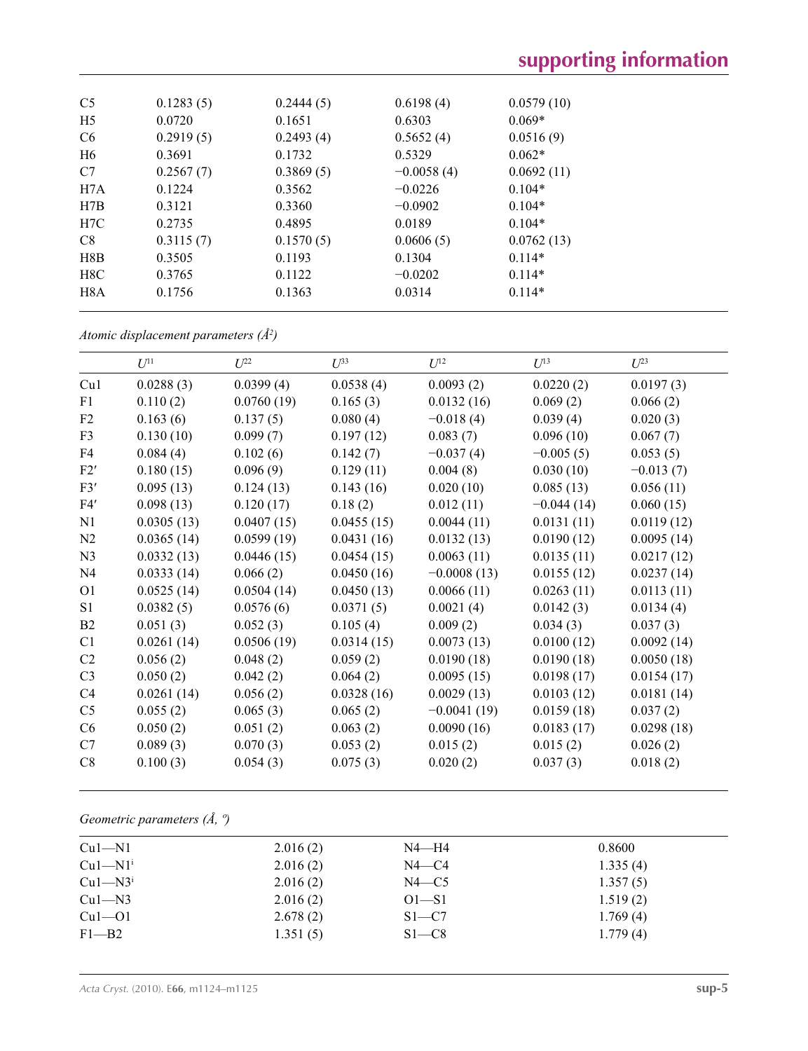| | | | | |
|---|---|---|---|---|
| C5 | 0.1283 (5) | 0.2444 (5) | 0.6198 (4) | 0.0579 (10) |
| H5 | 0.0720 | 0.1651 | 0.6303 | 0.069* |
| C6 | 0.2919 (5) | 0.2493 (4) | 0.5652 (4) | 0.0516 (9) |
| H6 | 0.3691 | 0.1732 | 0.5329 | 0.062* |
| C7 | 0.2567 (7) | 0.3869 (5) | −0.0058 (4) | 0.0692 (11) |
| H7A | 0.1224 | 0.3562 | −0.0226 | 0.104* |
| H7B | 0.3121 | 0.3360 | −0.0902 | 0.104* |
| H7C | 0.2735 | 0.4895 | 0.0189 | 0.104* |
| C8 | 0.3115 (7) | 0.1570 (5) | 0.0606 (5) | 0.0762 (13) |
| H8B | 0.3505 | 0.1193 | 0.1304 | 0.114* |
| H8C | 0.3765 | 0.1122 | −0.0202 | 0.114* |
| H8A | 0.1756 | 0.1363 | 0.0314 | 0.114* |

*Atomic displacement parameters (Å²)*

| | $U^{11}$ | $U^{22}$ | $U^{33}$ | $U^{12}$ | $U^{13}$ | $U^{23}$ |
|---|---|---|---|---|---|---|
| Cu1 | 0.0288 (3) | 0.0399 (4) | 0.0538 (4) | 0.0093 (2) | 0.0220 (2) | 0.0197 (3) |
| F1 | 0.110 (2) | 0.0760 (19) | 0.165 (3) | 0.0132 (16) | 0.069 (2) | 0.066 (2) |
| F2 | 0.163 (6) | 0.137 (5) | 0.080 (4) | −0.018 (4) | 0.039 (4) | 0.020 (3) |
| F3 | 0.130 (10) | 0.099 (7) | 0.197 (12) | 0.083 (7) | 0.096 (10) | 0.067 (7) |
| F4 | 0.084 (4) | 0.102 (6) | 0.142 (7) | −0.037 (4) | −0.005 (5) | 0.053 (5) |
| F2′ | 0.180 (15) | 0.096 (9) | 0.129 (11) | 0.004 (8) | 0.030 (10) | −0.013 (7) |
| F3′ | 0.095 (13) | 0.124 (13) | 0.143 (16) | 0.020 (10) | 0.085 (13) | 0.056 (11) |
| F4′ | 0.098 (13) | 0.120 (17) | 0.18 (2) | 0.012 (11) | −0.044 (14) | 0.060 (15) |
| N1 | 0.0305 (13) | 0.0407 (15) | 0.0455 (15) | 0.0044 (11) | 0.0131 (11) | 0.0119 (12) |
| N2 | 0.0365 (14) | 0.0599 (19) | 0.0431 (16) | 0.0132 (13) | 0.0190 (12) | 0.0095 (14) |
| N3 | 0.0332 (13) | 0.0446 (15) | 0.0454 (15) | 0.0063 (11) | 0.0135 (11) | 0.0217 (12) |
| N4 | 0.0333 (14) | 0.066 (2) | 0.0450 (16) | −0.0008 (13) | 0.0155 (12) | 0.0237 (14) |
| O1 | 0.0525 (14) | 0.0504 (14) | 0.0450 (13) | 0.0066 (11) | 0.0263 (11) | 0.0113 (11) |
| S1 | 0.0382 (5) | 0.0576 (6) | 0.0371 (5) | 0.0021 (4) | 0.0142 (3) | 0.0134 (4) |
| B2 | 0.051 (3) | 0.052 (3) | 0.105 (4) | 0.009 (2) | 0.034 (3) | 0.037 (3) |
| C1 | 0.0261 (14) | 0.0506 (19) | 0.0314 (15) | 0.0073 (13) | 0.0100 (12) | 0.0092 (14) |
| C2 | 0.056 (2) | 0.048 (2) | 0.059 (2) | 0.0190 (18) | 0.0190 (18) | 0.0050 (18) |
| C3 | 0.050 (2) | 0.042 (2) | 0.064 (2) | 0.0095 (15) | 0.0198 (17) | 0.0154 (17) |
| C4 | 0.0261 (14) | 0.056 (2) | 0.0328 (16) | 0.0029 (13) | 0.0103 (12) | 0.0181 (14) |
| C5 | 0.055 (2) | 0.065 (3) | 0.065 (2) | −0.0041 (19) | 0.0159 (18) | 0.037 (2) |
| C6 | 0.050 (2) | 0.051 (2) | 0.063 (2) | 0.0090 (16) | 0.0183 (17) | 0.0298 (18) |
| C7 | 0.089 (3) | 0.070 (3) | 0.053 (2) | 0.015 (2) | 0.015 (2) | 0.026 (2) |
| C8 | 0.100 (3) | 0.054 (3) | 0.075 (3) | 0.020 (2) | 0.037 (3) | 0.018 (2) |

*Geometric parameters (Å, º)*

| | | | |
|---|---|---|---|
| Cu1—N1 | 2.016 (2) | N4—H4 | 0.8600 |
| Cu1—N1$^{i}$ | 2.016 (2) | N4—C4 | 1.335 (4) |
| Cu1—N3$^{i}$ | 2.016 (2) | N4—C5 | 1.357 (5) |
| Cu1—N3 | 2.016 (2) | O1—S1 | 1.519 (2) |
| Cu1—O1 | 2.678 (2) | S1—C7 | 1.769 (4) |
| F1—B2 | 1.351 (5) | S1—C8 | 1.779 (4) |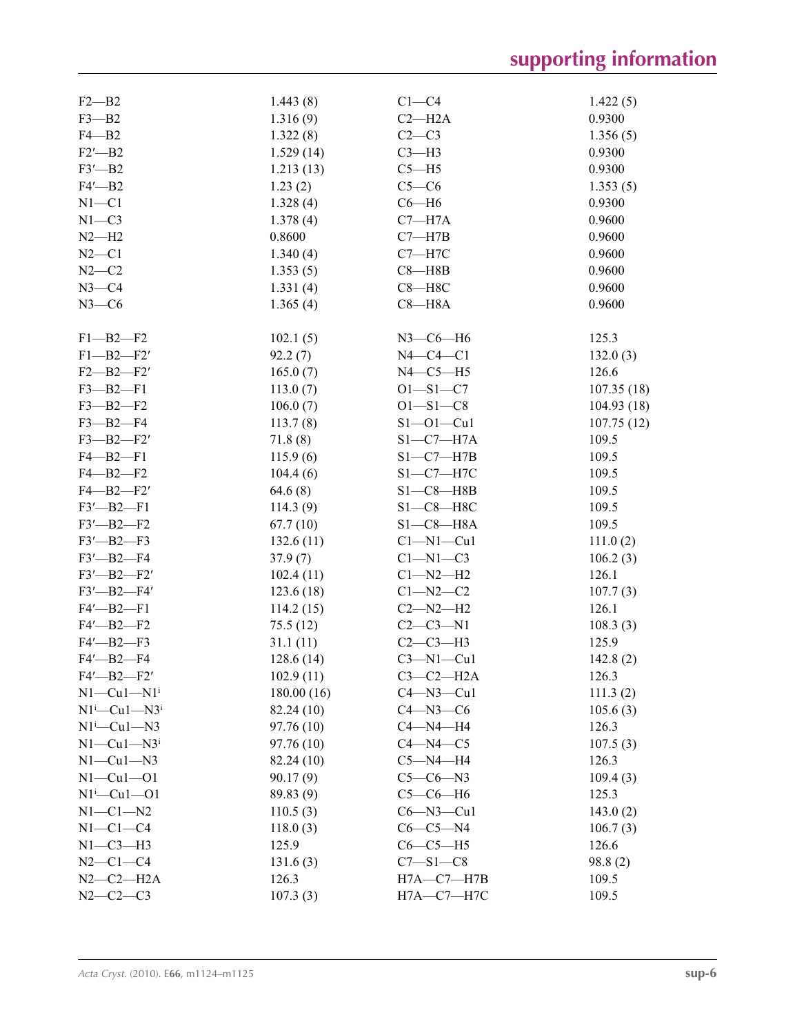| | | | |
|---|---|---|---|
| F2—B2 | 1.443 (8) | C1—C4 | 1.422 (5) |
| F3—B2 | 1.316 (9) | C2—H2A | 0.9300 |
| F4—B2 | 1.322 (8) | C2—C3 | 1.356 (5) |
| F2′—B2 | 1.529 (14) | C3—H3 | 0.9300 |
| F3′—B2 | 1.213 (13) | C5—H5 | 0.9300 |
| F4′—B2 | 1.23 (2) | C5—C6 | 1.353 (5) |
| N1—C1 | 1.328 (4) | C6—H6 | 0.9300 |
| N1—C3 | 1.378 (4) | C7—H7A | 0.9600 |
| N2—H2 | 0.8600 | C7—H7B | 0.9600 |
| N2—C1 | 1.340 (4) | C7—H7C | 0.9600 |
| N2—C2 | 1.353 (5) | C8—H8B | 0.9600 |
| N3—C4 | 1.331 (4) | C8—H8C | 0.9600 |
| N3—C6 | 1.365 (4) | C8—H8A | 0.9600 |

| | | | |
|---|---|---|---|
| F1—B2—F2 | 102.1 (5) | N3—C6—H6 | 125.3 |
| F1—B2—F2′ | 92.2 (7) | N4—C4—C1 | 132.0 (3) |
| F2—B2—F2′ | 165.0 (7) | N4—C5—H5 | 126.6 |
| F3—B2—F1 | 113.0 (7) | O1—S1—C7 | 107.35 (18) |
| F3—B2—F2 | 106.0 (7) | O1—S1—C8 | 104.93 (18) |
| F3—B2—F4 | 113.7 (8) | S1—O1—Cu1 | 107.75 (12) |
| F3—B2—F2′ | 71.8 (8) | S1—C7—H7A | 109.5 |
| F4—B2—F1 | 115.9 (6) | S1—C7—H7B | 109.5 |
| F4—B2—F2 | 104.4 (6) | S1—C7—H7C | 109.5 |
| F4—B2—F2′ | 64.6 (8) | S1—C8—H8B | 109.5 |
| F3′—B2—F1 | 114.3 (9) | S1—C8—H8C | 109.5 |
| F3′—B2—F2 | 67.7 (10) | S1—C8—H8A | 109.5 |
| F3′—B2—F3 | 132.6 (11) | C1—N1—Cu1 | 111.0 (2) |
| F3′—B2—F4 | 37.9 (7) | C1—N1—C3 | 106.2 (3) |
| F3′—B2—F2′ | 102.4 (11) | C1—N2—H2 | 126.1 |
| F3′—B2—F4′ | 123.6 (18) | C1—N2—C2 | 107.7 (3) |
| F4′—B2—F1 | 114.2 (15) | C2—N2—H2 | 126.1 |
| F4′—B2—F2 | 75.5 (12) | C2—C3—N1 | 108.3 (3) |
| F4′—B2—F3 | 31.1 (11) | C2—C3—H3 | 125.9 |
| F4′—B2—F4 | 128.6 (14) | C3—N1—Cu1 | 142.8 (2) |
| F4′—B2—F2′ | 102.9 (11) | C3—C2—H2A | 126.3 |
| N1—Cu1—N1$^{i}$ | 180.00 (16) | C4—N3—Cu1 | 111.3 (2) |
| N1$^{i}$—Cu1—N3$^{i}$ | 82.24 (10) | C4—N3—C6 | 105.6 (3) |
| N1$^{i}$—Cu1—N3 | 97.76 (10) | C4—N4—H4 | 126.3 |
| N1—Cu1—N3$^{i}$ | 97.76 (10) | C4—N4—C5 | 107.5 (3) |
| N1—Cu1—N3 | 82.24 (10) | C5—N4—H4 | 126.3 |
| N1—Cu1—O1 | 90.17 (9) | C5—C6—N3 | 109.4 (3) |
| N1$^{i}$—Cu1—O1 | 89.83 (9) | C5—C6—H6 | 125.3 |
| N1—C1—N2 | 110.5 (3) | C6—N3—Cu1 | 143.0 (2) |
| N1—C1—C4 | 118.0 (3) | C6—C5—N4 | 106.7 (3) |
| N1—C3—H3 | 125.9 | C6—C5—H5 | 126.6 |
| N2—C1—C4 | 131.6 (3) | C7—S1—C8 | 98.8 (2) |
| N2—C2—H2A | 126.3 | H7A—C7—H7B | 109.5 |
| N2—C2—C3 | 107.3 (3) | H7A—C7—H7C | 109.5 |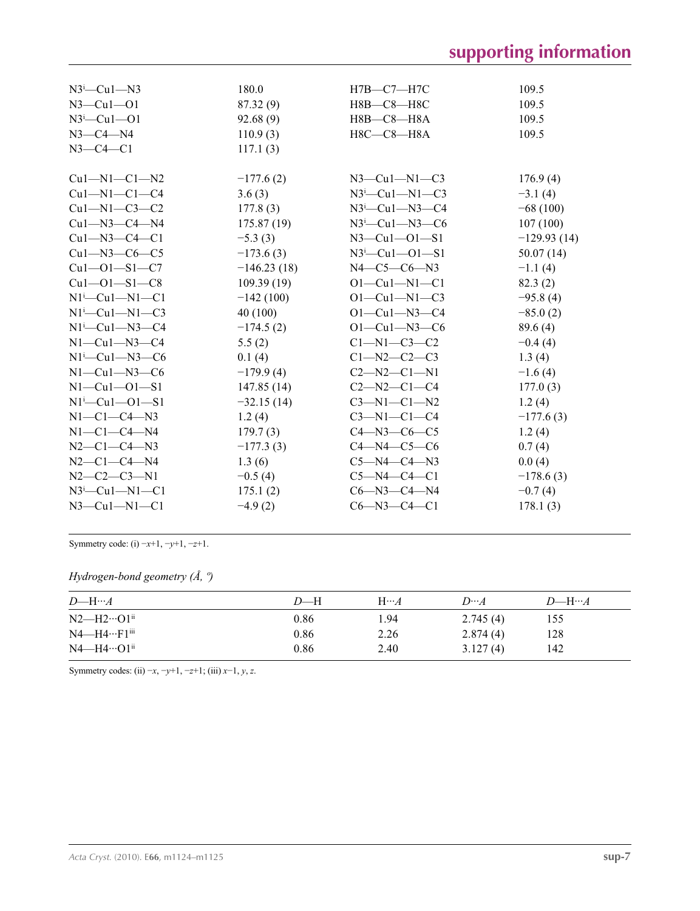| | | | |
|---|---|---|---|
| N3$^{i}$—Cu1—N3 | 180.0 | H7B—C7—H7C | 109.5 |
| N3—Cu1—O1 | 87.32 (9) | H8B—C8—H8C | 109.5 |
| N3$^{i}$—Cu1—O1 | 92.68 (9) | H8B—C8—H8A | 109.5 |
| N3—C4—N4 | 110.9 (3) | H8C—C8—H8A | 109.5 |
| N3—C4—C1 | 117.1 (3) | | |

| | | | |
|---|---|---|---|
| Cu1—N1—C1—N2 | −177.6 (2) | N3—Cu1—N1—C3 | 176.9 (4) |
| Cu1—N1—C1—C4 | 3.6 (3) | N3$^{i}$—Cu1—N1—C3 | −3.1 (4) |
| Cu1—N1—C3—C2 | 177.8 (3) | N3$^{i}$—Cu1—N3—C4 | −68 (100) |
| Cu1—N3—C4—N4 | 175.87 (19) | N3$^{i}$—Cu1—N3—C6 | 107 (100) |
| Cu1—N3—C4—C1 | −5.3 (3) | N3—Cu1—O1—S1 | −129.93 (14) |
| Cu1—N3—C6—C5 | −173.6 (3) | N3$^{i}$—Cu1—O1—S1 | 50.07 (14) |
| Cu1—O1—S1—C7 | −146.23 (18) | N4—C5—C6—N3 | −1.1 (4) |
| Cu1—O1—S1—C8 | 109.39 (19) | O1—Cu1—N1—C1 | 82.3 (2) |
| N1$^{i}$—Cu1—N1—C1 | −142 (100) | O1—Cu1—N1—C3 | −95.8 (4) |
| N1$^{i}$—Cu1—N1—C3 | 40 (100) | O1—Cu1—N3—C4 | −85.0 (2) |
| N1$^{i}$—Cu1—N3—C4 | −174.5 (2) | O1—Cu1—N3—C6 | 89.6 (4) |
| N1—Cu1—N3—C4 | 5.5 (2) | C1—N1—C3—C2 | −0.4 (4) |
| N1$^{i}$—Cu1—N3—C6 | 0.1 (4) | C1—N2—C2—C3 | 1.3 (4) |
| N1—Cu1—N3—C6 | −179.9 (4) | C2—N2—C1—N1 | −1.6 (4) |
| N1—Cu1—O1—S1 | 147.85 (14) | C2—N2—C1—C4 | 177.0 (3) |
| N1$^{i}$—Cu1—O1—S1 | −32.15 (14) | C3—N1—C1—N2 | 1.2 (4) |
| N1—C1—C4—N3 | 1.2 (4) | C3—N1—C1—C4 | −177.6 (3) |
| N1—C1—C4—N4 | 179.7 (3) | C4—N3—C6—C5 | 1.2 (4) |
| N2—C1—C4—N3 | −177.3 (3) | C4—N4—C5—C6 | 0.7 (4) |
| N2—C1—C4—N4 | 1.3 (6) | C5—N4—C4—N3 | 0.0 (4) |
| N2—C2—C3—N1 | −0.5 (4) | C5—N4—C4—C1 | −178.6 (3) |
| N3$^{i}$—Cu1—N1—C1 | 175.1 (2) | C6—N3—C4—N4 | −0.7 (4) |
| N3—Cu1—N1—C1 | −4.9 (2) | C6—N3—C4—C1 | 178.1 (3) |

Symmetry code: (i) −*x*+1, −*y*+1, −*z*+1.

*Hydrogen-bond geometry (Å, º)*

| *D*—H···*A* | *D*—H | H···*A* | *D*···*A* | *D*—H···*A* |
|---|---|---|---|---|
| N2—H2···O1$^{ii}$ | 0.86 | 1.94 | 2.745 (4) | 155 |
| N4—H4···F1$^{iii}$ | 0.86 | 2.26 | 2.874 (4) | 128 |
| N4—H4···O1$^{ii}$ | 0.86 | 2.40 | 3.127 (4) | 142 |

Symmetry codes: (ii) −*x*, −*y*+1, −*z*+1; (iii) *x*−1, *y*, *z*.